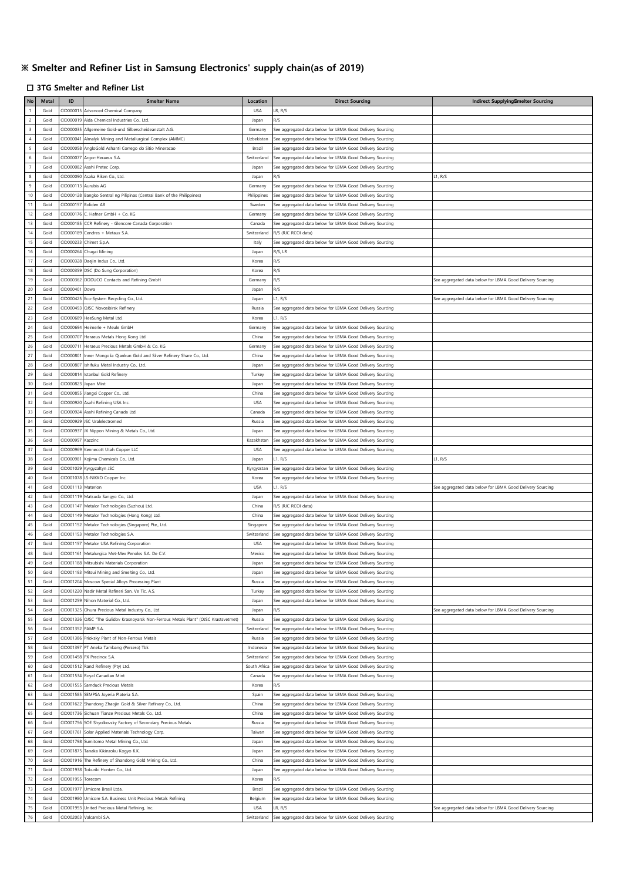# ※ Smelter and Refiner List in Samsung Electronics' supply chain(as of 2019)

## □ 3TG Smelter and Refiner List

| No | Metal | ID | Smelter Name | Location | Direct Sourcing | Indirect Supplying Smelter Sourcing |
|---|---|---|---|---|---|---|
| 1 | Gold | CID000015 | Advanced Chemical Company | USA | LR, R/S | |
| 2 | Gold | CID000019 | Aida Chemical Industries Co., Ltd. | Japan | R/S | |
| 3 | Gold | CID000035 | Allgemeine Gold-und Silberscheideanstalt A.G. | Germany | See aggregated data below for LBMA Good Delivery Sourcing | |
| 4 | Gold | CID000041 | Almalyk Mining and Metallurgical Complex (AMMC) | Uzbekistan | See aggregated data below for LBMA Good Delivery Sourcing | |
| 5 | Gold | CID000058 | AngloGold Ashanti Corrego do Sitio Mineracao | Brazil | See aggregated data below for LBMA Good Delivery Sourcing | |
| 6 | Gold | CID000077 | Argor-Heraeus S.A. | Switzerland | See aggregated data below for LBMA Good Delivery Sourcing | |
| 7 | Gold | CID000082 | Asahi Pretec Corp. | Japan | See aggregated data below for LBMA Good Delivery Sourcing | |
| 8 | Gold | CID000090 | Asaka Riken Co., Ltd. | Japan | R/S | L1, R/S |
| 9 | Gold | CID000113 | Aurubis AG | Germany | See aggregated data below for LBMA Good Delivery Sourcing | |
| 10 | Gold | CID000128 | Bangko Sentral ng Pilipinas (Central Bank of the Philippines) | Philippines | See aggregated data below for LBMA Good Delivery Sourcing | |
| 11 | Gold | CID000157 | Boliden AB | Sweden | See aggregated data below for LBMA Good Delivery Sourcing | |
| 12 | Gold | CID000176 | C. Hafner GmbH + Co. KG | Germany | See aggregated data below for LBMA Good Delivery Sourcing | |
| 13 | Gold | CID000185 | CCR Refinery - Glencore Canada Corporation | Canada | See aggregated data below for LBMA Good Delivery Sourcing | |
| 14 | Gold | CID000189 | Cendres + Metaux S.A. | Switzerland | R/S (RJC RCOI data) | |
| 15 | Gold | CID000233 | Chimet S.p.A. | Italy | See aggregated data below for LBMA Good Delivery Sourcing | |
| 16 | Gold | CID000264 | Chugai Mining | Japan | R/S, LR | |
| 17 | Gold | CID000328 | Daejin Indus Co., Ltd. | Korea | R/S | |
| 18 | Gold | CID000359 | DSC (Do Sung Corporation) | Korea | R/S | |
| 19 | Gold | CID000362 | DODUCO Contacts and Refining GmbH | Germany | R/S | See aggregated data below for LBMA Good Delivery Sourcing |
| 20 | Gold | CID000401 | Dowa | Japan | R/S | |
| 21 | Gold | CID000425 | Eco-System Recycling Co., Ltd. | Japan | L1, R/S | See aggregated data below for LBMA Good Delivery Sourcing |
| 22 | Gold | CID000493 | OJSC Novosibirsk Refinery | Russia | See aggregated data below for LBMA Good Delivery Sourcing | |
| 23 | Gold | CID000689 | HeeSung Metal Ltd. | Korea | L1, R/S | |
| 24 | Gold | CID000694 | Heimerle + Meule GmbH | Germany | See aggregated data below for LBMA Good Delivery Sourcing | |
| 25 | Gold | CID000707 | Heraeus Metals Hong Kong Ltd. | China | See aggregated data below for LBMA Good Delivery Sourcing | |
| 26 | Gold | CID000711 | Heraeus Precious Metals GmbH & Co. KG | Germany | See aggregated data below for LBMA Good Delivery Sourcing | |
| 27 | Gold | CID000801 | Inner Mongolia Qiankun Gold and Silver Refinery Share Co., Ltd. | China | See aggregated data below for LBMA Good Delivery Sourcing | |
| 28 | Gold | CID000807 | Ishifuku Metal Industry Co., Ltd. | Japan | See aggregated data below for LBMA Good Delivery Sourcing | |
| 29 | Gold | CID000814 | Istanbul Gold Refinery | Turkey | See aggregated data below for LBMA Good Delivery Sourcing | |
| 30 | Gold | CID000823 | Japan Mint | Japan | See aggregated data below for LBMA Good Delivery Sourcing | |
| 31 | Gold | CID000855 | Jiangxi Copper Co., Ltd. | China | See aggregated data below for LBMA Good Delivery Sourcing | |
| 32 | Gold | CID000920 | Asahi Refining USA Inc. | USA | See aggregated data below for LBMA Good Delivery Sourcing | |
| 33 | Gold | CID000924 | Asahi Refining Canada Ltd. | Canada | See aggregated data below for LBMA Good Delivery Sourcing | |
| 34 | Gold | CID000929 | JSC Uralelectromed | Russia | See aggregated data below for LBMA Good Delivery Sourcing | |
| 35 | Gold | CID000937 | JX Nippon Mining & Metals Co., Ltd. | Japan | See aggregated data below for LBMA Good Delivery Sourcing | |
| 36 | Gold | CID000957 | Kazzinc | Kazakhstan | See aggregated data below for LBMA Good Delivery Sourcing | |
| 37 | Gold | CID000969 | Kennecott Utah Copper LLC | USA | See aggregated data below for LBMA Good Delivery Sourcing | |
| 38 | Gold | CID000981 | Kojima Chemicals Co., Ltd. | Japan | L1, R/S | L1, R/S |
| 39 | Gold | CID001029 | Kyrgyzaltyn JSC | Kyrgyzstan | See aggregated data below for LBMA Good Delivery Sourcing | |
| 40 | Gold | CID001078 | LS-NIKKO Copper Inc. | Korea | See aggregated data below for LBMA Good Delivery Sourcing | |
| 41 | Gold | CID001113 | Materion | USA | L1, R/S | See aggregated data below for LBMA Good Delivery Sourcing |
| 42 | Gold | CID001119 | Matsuda Sangyo Co., Ltd. | Japan | See aggregated data below for LBMA Good Delivery Sourcing | |
| 43 | Gold | CID001147 | Metalor Technologies (Suzhou) Ltd. | China | R/S (RJC RCOI data) | |
| 44 | Gold | CID001149 | Metalor Technologies (Hong Kong) Ltd. | China | See aggregated data below for LBMA Good Delivery Sourcing | |
| 45 | Gold | CID001152 | Metalor Technologies (Singapore) Pte., Ltd. | Singapore | See aggregated data below for LBMA Good Delivery Sourcing | |
| 46 | Gold | CID001153 | Metalor Technologies S.A. | Switzerland | See aggregated data below for LBMA Good Delivery Sourcing | |
| 47 | Gold | CID001157 | Metalor USA Refining Corporation | USA | See aggregated data below for LBMA Good Delivery Sourcing | |
| 48 | Gold | CID001161 | Metalurgica Met-Mex Penoles S.A. De C.V. | Mexico | See aggregated data below for LBMA Good Delivery Sourcing | |
| 49 | Gold | CID001188 | Mitsubishi Materials Corporation | Japan | See aggregated data below for LBMA Good Delivery Sourcing | |
| 50 | Gold | CID001193 | Mitsui Mining and Smelting Co., Ltd. | Japan | See aggregated data below for LBMA Good Delivery Sourcing | |
| 51 | Gold | CID001204 | Moscow Special Alloys Processing Plant | Russia | See aggregated data below for LBMA Good Delivery Sourcing | |
| 52 | Gold | CID001220 | Nadir Metal Rafineri San. Ve Tic. A.S. | Turkey | See aggregated data below for LBMA Good Delivery Sourcing | |
| 53 | Gold | CID001259 | Nihon Material Co., Ltd. | Japan | See aggregated data below for LBMA Good Delivery Sourcing | |
| 54 | Gold | CID001325 | Ohura Precious Metal Industry Co., Ltd. | Japan | R/S | See aggregated data below for LBMA Good Delivery Sourcing |
| 55 | Gold | CID001326 | OJSC "The Gulidov Krasnoyarsk Non-Ferrous Metals Plant" (OJSC Krastsvetmet) | Russia | See aggregated data below for LBMA Good Delivery Sourcing | |
| 56 | Gold | CID001352 | PAMP S.A. | Switzerland | See aggregated data below for LBMA Good Delivery Sourcing | |
| 57 | Gold | CID001386 | Prioksky Plant of Non-Ferrous Metals | Russia | See aggregated data below for LBMA Good Delivery Sourcing | |
| 58 | Gold | CID001397 | PT Aneka Tambang (Persero) Tbk | Indonesia | See aggregated data below for LBMA Good Delivery Sourcing | |
| 59 | Gold | CID001498 | PX Precinox S.A. | Switzerland | See aggregated data below for LBMA Good Delivery Sourcing | |
| 60 | Gold | CID001512 | Rand Refinery (Pty) Ltd. | South Africa | See aggregated data below for LBMA Good Delivery Sourcing | |
| 61 | Gold | CID001534 | Royal Canadian Mint | Canada | See aggregated data below for LBMA Good Delivery Sourcing | |
| 62 | Gold | CID001555 | Samduck Precious Metals | Korea | R/S | |
| 63 | Gold | CID001585 | SEMPSA Joyeria Plateria S.A. | Spain | See aggregated data below for LBMA Good Delivery Sourcing | |
| 64 | Gold | CID001622 | Shandong Zhaojin Gold & Silver Refinery Co., Ltd. | China | See aggregated data below for LBMA Good Delivery Sourcing | |
| 65 | Gold | CID001736 | Sichuan Tianze Precious Metals Co., Ltd. | China | See aggregated data below for LBMA Good Delivery Sourcing | |
| 66 | Gold | CID001756 | SOE Shyolkovsky Factory of Secondary Precious Metals | Russia | See aggregated data below for LBMA Good Delivery Sourcing | |
| 67 | Gold | CID001761 | Solar Applied Materials Technology Corp. | Taiwan | See aggregated data below for LBMA Good Delivery Sourcing | |
| 68 | Gold | CID001798 | Sumitomo Metal Mining Co., Ltd. | Japan | See aggregated data below for LBMA Good Delivery Sourcing | |
| 69 | Gold | CID001875 | Tanaka Kikinzoku Kogyo K.K. | Japan | See aggregated data below for LBMA Good Delivery Sourcing | |
| 70 | Gold | CID001916 | The Refinery of Shandong Gold Mining Co., Ltd. | China | See aggregated data below for LBMA Good Delivery Sourcing | |
| 71 | Gold | CID001938 | Tokuriki Honten Co., Ltd. | Japan | See aggregated data below for LBMA Good Delivery Sourcing | |
| 72 | Gold | CID001955 | Torecom | Korea | R/S | |
| 73 | Gold | CID001977 | Umicore Brasil Ltda. | Brazil | See aggregated data below for LBMA Good Delivery Sourcing | |
| 74 | Gold | CID001980 | Umicore S.A. Business Unit Precious Metals Refining | Belgium | See aggregated data below for LBMA Good Delivery Sourcing | |
| 75 | Gold | CID001993 | United Precious Metal Refining, Inc. | USA | LR, R/S | See aggregated data below for LBMA Good Delivery Sourcing |
| 76 | Gold | CID002003 | Valcambi S.A. | Switzerland | See aggregated data below for LBMA Good Delivery Sourcing | |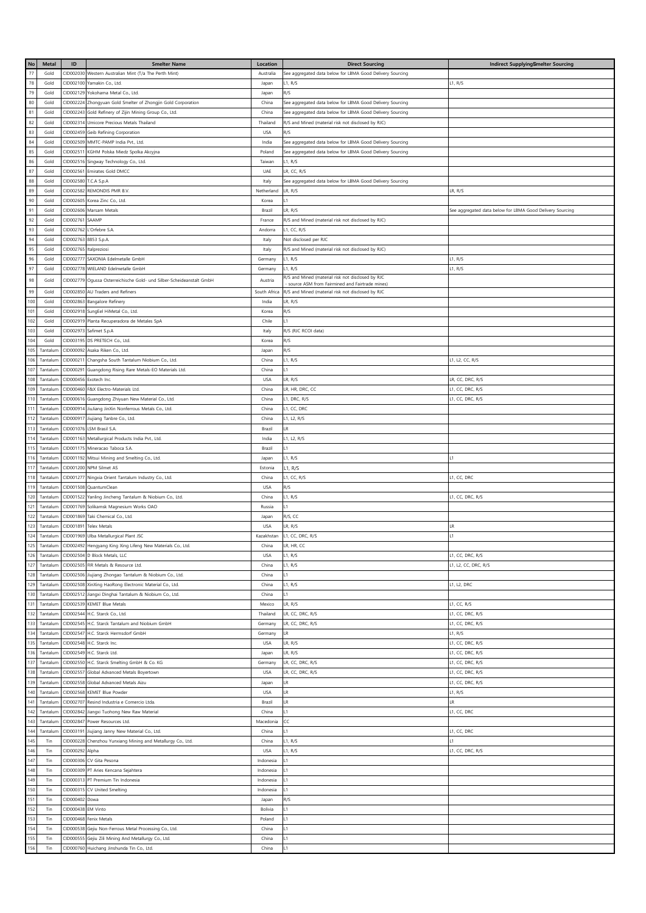| No | Metal | ID | Smelter Name | Location | Direct Sourcing | Indirect Supplying Smelter Sourcing |
|---|---|---|---|---|---|---|
| 77 | Gold | CID002030 | Western Australian Mint (T/a The Perth Mint) | Australia | See aggregated data below for LBMA Good Delivery Sourcing | |
| 78 | Gold | CID002100 | Yamakin Co., Ltd. | Japan | L1, R/S | L1, R/S |
| 79 | Gold | CID002129 | Yokohama Metal Co., Ltd. | Japan | R/S | |
| 80 | Gold | CID002224 | Zhongyuan Gold Smelter of Zhongjin Gold Corporation | China | See aggregated data below for LBMA Good Delivery Sourcing | |
| 81 | Gold | CID002243 | Gold Refinery of Zijin Mining Group Co., Ltd. | China | See aggregated data below for LBMA Good Delivery Sourcing | |
| 82 | Gold | CID002314 | Umicore Precious Metals Thailand | Thailand | R/S and Mined (material risk not disclosed by RJC) | |
| 83 | Gold | CID002459 | Geib Refining Corporation | USA | R/S | |
| 84 | Gold | CID002509 | MMTC-PAMP India Pvt., Ltd. | India | See aggregated data below for LBMA Good Delivery Sourcing | |
| 85 | Gold | CID002511 | KGHM Polska Miedz Spolka Akcyjna | Poland | See aggregated data below for LBMA Good Delivery Sourcing | |
| 86 | Gold | CID002516 | Singway Technology Co., Ltd. | Taiwan | L1, R/S | |
| 87 | Gold | CID002561 | Emirates Gold DMCC | UAE | LR, CC, R/S | |
| 88 | Gold | CID002580 | T.C.A S.p.A | Italy | See aggregated data below for LBMA Good Delivery Sourcing | |
| 89 | Gold | CID002582 | REMONDIS PMR B.V. | Netherland | LR, R/S | LR, R/S |
| 90 | Gold | CID002605 | Korea Zinc Co., Ltd. | Korea | L1 | |
| 91 | Gold | CID002606 | Marsam Metals | Brazil | LR, R/S | See aggregated data below for LBMA Good Delivery Sourcing |
| 92 | Gold | CID002761 | SAAMP | France | R/S and Mined (material risk not disclosed by RJC) | |
| 93 | Gold | CID002762 | L'Orfebre S.A. | Andorra | L1, CC, R/S | |
| 94 | Gold | CID002763 | 8853 S.p.A. | Italy | Not disclosed per RJC | |
| 95 | Gold | CID002765 | Italpreziosi | Italy | R/S and Mined (material risk not disclosed by RJC) | |
| 96 | Gold | CID002777 | SAXONIA Edelmetalle GmbH | Germany | L1, R/S | L1, R/S |
| 97 | Gold | CID002778 | WIELAND Edelmetalle GmbH | Germany | L1, R/S | L1, R/S |
| 98 | Gold | CID002779 | Ogussa Osterreichische Gold- und Silber-Scheideanstalt GmbH | Austria | R/S and Mined (material risk not disclosed by RJC - source ASM from Fairmined and Fairtrade mines) | |
| 99 | Gold | CID002850 | AU Traders and Refiners | South Africa | R/S and Mined (material risk not disclosed by RJC | |
| 100 | Gold | CID002863 | Bangalore Refinery | India | LR, R/S | |
| 101 | Gold | CID002918 | SungEel HiMetal Co., Ltd. | Korea | R/S | |
| 102 | Gold | CID002919 | Planta Recuperadora de Metales SpA | Chile | L1 | |
| 103 | Gold | CID002973 | Safimet S.p.A | Italy | R/S (RJC RCOI data) | |
| 104 | Gold | CID003195 | DS PRETECH Co., Ltd. | Korea | R/S | |
| 105 | Tantalum | CID000092 | Asaka Riken Co., Ltd. | Japan | R/S | |
| 106 | Tantalum | CID000211 | Changsha South Tantalum Niobium Co., Ltd. | China | L1, R/S | L1, L2, CC, R/S |
| 107 | Tantalum | CID000291 | Guangdong Rising Rare Metals-EO Materials Ltd. | China | L1 | |
| 108 | Tantalum | CID000456 | Exotech Inc. | USA | LR, R/S | LR, CC, DRC, R/S |
| 109 | Tantalum | CID000460 | F&X Electro-Materials Ltd. | China | LR, HR, DRC, CC | L1, CC, DRC, R/S |
| 110 | Tantalum | CID000616 | Guangdong Zhiyuan New Material Co., Ltd. | China | L1, DRC, R/S | L1, CC, DRC, R/S |
| 111 | Tantalum | CID000914 | JiuJiang JinXin Nonferrous Metals Co., Ltd. | China | L1, CC, DRC | |
| 112 | Tantalum | CID000917 | Jiujiang Tanbre Co., Ltd. | China | L1, L2, R/S | |
| 113 | Tantalum | CID001076 | LSM Brasil S.A. | Brazil | LR | |
| 114 | Tantalum | CID001163 | Metallurgical Products India Pvt., Ltd. | India | L1, L2, R/S | |
| 115 | Tantalum | CID001175 | Mineracao Taboca S.A. | Brazil | L1 | |
| 116 | Tantalum | CID001192 | Mitsui Mining and Smelting Co., Ltd. | Japan | L1, R/S | L1 |
| 117 | Tantalum | CID001200 | NPM Silmet AS | Estonia | L1, R/S | |
| 118 | Tantalum | CID001277 | Ningxia Orient Tantalum Industry Co., Ltd. | China | L1, CC, R/S | L1, CC, DRC |
| 119 | Tantalum | CID001508 | QuantumClean | USA | R/S | |
| 120 | Tantalum | CID001522 | Yanling Jincheng Tantalum & Niobium Co., Ltd. | China | L1, R/S | L1, CC, DRC, R/S |
| 121 | Tantalum | CID001769 | Solikamsk Magnesium Works OAO | Russia | L1 | |
| 122 | Tantalum | CID001869 | Taki Chemical Co., Ltd. | Japan | R/S, CC | |
| 123 | Tantalum | CID001891 | Telex Metals | USA | LR, R/S | LR |
| 124 | Tantalum | CID001969 | Ulba Metallurgical Plant JSC | Kazakhstan | L1, CC, DRC, R/S | L1 |
| 125 | Tantalum | CID002492 | Hengyang King Xing Lifeng New Materials Co., Ltd. | China | LR, HR, CC | |
| 126 | Tantalum | CID002504 | D Block Metals, LLC | USA | L1, R/S | L1, CC, DRC, R/S |
| 127 | Tantalum | CID002505 | FIR Metals & Resource Ltd. | China | L1, R/S | L1, L2, CC, DRC, R/S |
| 128 | Tantalum | CID002506 | Jiujiang Zhongao Tantalum & Niobium Co., Ltd. | China | L1 | |
| 129 | Tantalum | CID002508 | XinXing HaoRong Electronic Material Co., Ltd. | China | L1, R/S | L1, L2, DRC |
| 130 | Tantalum | CID002512 | Jiangxi Dinghai Tantalum & Niobium Co., Ltd. | China | L1 | |
| 131 | Tantalum | CID002539 | KEMET Blue Metals | Mexico | LR, R/S | L1, CC, R/S |
| 132 | Tantalum | CID002544 | H.C. Starck Co., Ltd. | Thailand | LR, CC, DRC, R/S | L1, CC, DRC, R/S |
| 133 | Tantalum | CID002545 | H.C. Starck Tantalum and Niobium GmbH | Germany | LR, CC, DRC, R/S | L1, CC, DRC, R/S |
| 134 | Tantalum | CID002547 | H.C. Starck Hermsdorf GmbH | Germany | LR | L1, R/S |
| 135 | Tantalum | CID002548 | H.C. Starck Inc. | USA | LR, R/S | L1, CC, DRC, R/S |
| 136 | Tantalum | CID002549 | H.C. Starck Ltd. | Japan | LR, R/S | L1, CC, DRC, R/S |
| 137 | Tantalum | CID002550 | H.C. Starck Smelting GmbH & Co. KG | Germany | LR, CC, DRC, R/S | L1, CC, DRC, R/S |
| 138 | Tantalum | CID002557 | Global Advanced Metals Boyertown | USA | LR, CC, DRC, R/S | L1, CC, DRC, R/S |
| 139 | Tantalum | CID002558 | Global Advanced Metals Aizu | Japan | LR | L1, CC, DRC, R/S |
| 140 | Tantalum | CID002568 | KEMET Blue Powder | USA | LR | L1, R/S |
| 141 | Tantalum | CID002707 | Resind Industria e Comercio Ltda. | Brazil | LR | LR |
| 142 | Tantalum | CID002842 | Jiangxi Tuohong New Raw Material | China | L1 | L1, CC, DRC |
| 143 | Tantalum | CID002847 | Power Resources Ltd. | Macedonia | CC | |
| 144 | Tantalum | CID003191 | Jiujiang Janny New Material Co., Ltd. | China | L1 | L1, CC, DRC |
| 145 | Tin | CID000228 | Chenzhou Yunxiang Mining and Metallurgy Co., Ltd. | China | L1, R/S | L1 |
| 146 | Tin | CID000292 | Alpha | USA | L1, R/S | L1, CC, DRC, R/S |
| 147 | Tin | CID000306 | CV Gita Pesona | Indonesia | L1 | |
| 148 | Tin | CID000309 | PT Aries Kencana Sejahtera | Indonesia | L1 | |
| 149 | Tin | CID000313 | PT Premium Tin Indonesia | Indonesia | L1 | |
| 150 | Tin | CID000315 | CV United Smelting | Indonesia | L1 | |
| 151 | Tin | CID000402 | Dowa | Japan | R/S | |
| 152 | Tin | CID000438 | EM Vinto | Bolivia | L1 | |
| 153 | Tin | CID000468 | Fenix Metals | Poland | L1 | |
| 154 | Tin | CID000538 | Gejiu Non-Ferrous Metal Processing Co., Ltd. | China | L1 | |
| 155 | Tin | CID000555 | Gejiu Zili Mining And Metallurgy Co., Ltd. | China | L1 | |
| 156 | Tin | CID000760 | Huichang Jinshunda Tin Co., Ltd. | China | L1 | |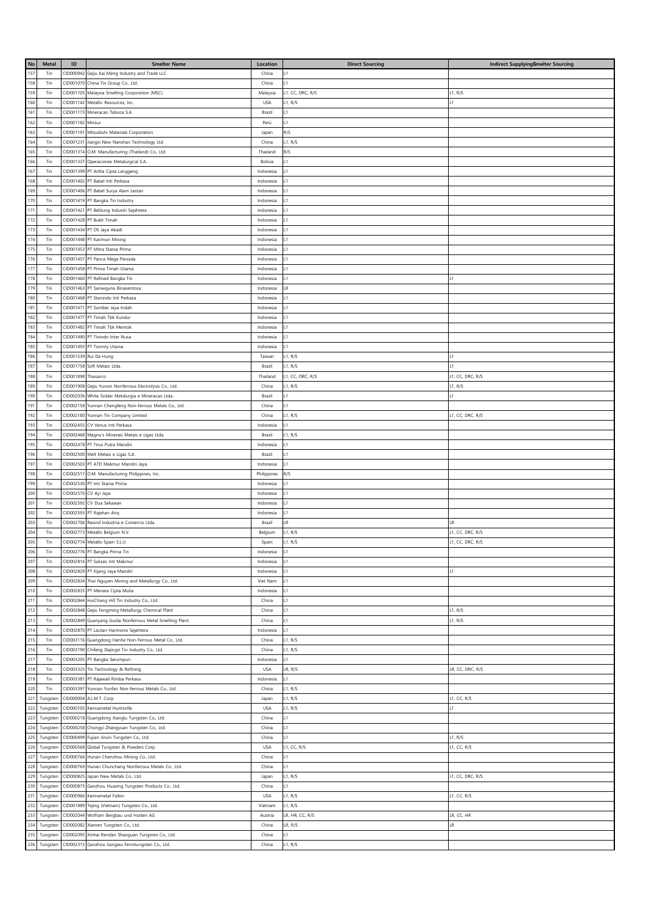| No | Metal | ID | Smelter Name | Location | Direct Sourcing | Indirect Supplying Smelter Sourcing |
|---|---|---|---|---|---|---|
| 157 | Tin | CID000942 | Gejiu Kai Meng Industry and Trade LLC | China | L1 | |
| 158 | Tin | CID001070 | China Tin Group Co., Ltd. | China | L1 | |
| 159 | Tin | CID001105 | Malaysia Smelting Corporation (MSC) | Malaysia | L1, CC, DRC, R/S | L1, R/S |
| 160 | Tin | CID001142 | Metallic Resources, Inc. | USA | L1, R/S | L1 |
| 161 | Tin | CID001173 | Mineracao Taboca S.A. | Brazil | L1 | |
| 162 | Tin | CID001182 | Minsur | Perú | L1 | |
| 163 | Tin | CID001191 | Mitsubishi Materials Corporation | Japan | R/S | |
| 164 | Tin | CID001231 | Jiangxi New Nanshan Technology Ltd. | China | L1, R/S | |
| 165 | Tin | CID001314 | O.M. Manufacturing (Thailand) Co., Ltd. | Thailand | R/S | |
| 166 | Tin | CID001337 | Operaciones Metalurgical S.A. | Bolivia | L1 | |
| 167 | Tin | CID001399 | PT Artha Cipta Langgeng | Indonesia | L1 | |
| 168 | Tin | CID001402 | PT Babel Inti Perkasa | Indonesia | L1 | |
| 169 | Tin | CID001406 | PT Babel Surya Alam Lestari | Indonesia | L1 | |
| 170 | Tin | CID001419 | PT Bangka Tin Industry | Indonesia | L1 | |
| 171 | Tin | CID001421 | PT Belitung Industri Sejahtera | Indonesia | L1 | |
| 172 | Tin | CID001428 | PT Bukit Timah | Indonesia | L1 | |
| 173 | Tin | CID001434 | PT DS Jaya Abadi | Indonesia | L1 | |
| 174 | Tin | CID001448 | PT Karimun Mining | Indonesia | L1 | |
| 175 | Tin | CID001453 | PT Mitra Stania Prima | Indonesia | L1 | |
| 176 | Tin | CID001457 | PT Panca Mega Persada | Indonesia | L1 | |
| 177 | Tin | CID001458 | PT Prima Timah Utama | Indonesia | L1 | |
| 178 | Tin | CID001460 | PT Refined Bangka Tin | Indonesia | L1 | L1 |
| 179 | Tin | CID001463 | PT Sariwiguna Binasentosa | Indonesia | LR | |
| 180 | Tin | CID001468 | PT Stanindo Inti Perkasa | Indonesia | L1 | |
| 181 | Tin | CID001471 | PT Sumber Jaya Indah | Indonesia | L1 | |
| 182 | Tin | CID001477 | PT Timah Tbk Kundur | Indonesia | L1 | |
| 183 | Tin | CID001482 | PT Timah Tbk Mentok | Indonesia | L1 | |
| 184 | Tin | CID001490 | PT Tinindo Inter Nusa | Indonesia | L1 | |
| 185 | Tin | CID001493 | PT Tommy Utama | Indonesia | L1 | |
| 186 | Tin | CID001539 | Rui Da Hung | Taiwan | L1, R/S | L1 |
| 187 | Tin | CID001758 | Soft Metais Ltda. | Brazil | L1, R/S | L1 |
| 188 | Tin | CID001898 | Thaisarco | Thailand | L1, CC, DRC, R/S | L1, CC, DRC, R/S |
| 189 | Tin | CID001908 | Gejiu Yunxin Nonferrous Electrolysis Co., Ltd. | China | L1, R/S | L1, R/S |
| 190 | Tin | CID002036 | White Solder Metalurgia e Mineracao Ltda. | Brazil | L1 | L1 |
| 191 | Tin | CID002158 | Yunnan Chengfeng Non-ferrous Metals Co., Ltd. | China | L1 | |
| 192 | Tin | CID002180 | Yunnan Tin Company Limited | China | L1, R/S | L1, CC, DRC, R/S |
| 193 | Tin | CID002455 | CV Venus Inti Perkasa | Indonesia | L1 | |
| 194 | Tin | CID002468 | Magnu's Minerais Metais e Ligas Ltda. | Brazil | L1, R/S | |
| 195 | Tin | CID002478 | PT Tirus Putra Mandiri | Indonesia | L1 | |
| 196 | Tin | CID002500 | Melt Metais e Ligas S.A. | Brazil | L1 | |
| 197 | Tin | CID002503 | PT ATD Makmur Mandiri Jaya | Indonesia | L1 | |
| 198 | Tin | CID002517 | O.M. Manufacturing Philippines, Inc. | Philippines | R/S | |
| 199 | Tin | CID002530 | PT Inti Stania Prima | Indonesia | L1 | |
| 200 | Tin | CID002570 | CV Ayi Jaya | Indonesia | L1 | |
| 201 | Tin | CID002592 | CV Dua Sekawan | Indonesia | L1 | |
| 202 | Tin | CID002593 | PT Rajehan Ariq | Indonesia | L1 | |
| 203 | Tin | CID002706 | Resind Industria e Comercio Ltda. | Brazil | LR | LR |
| 204 | Tin | CID002773 | Metallo Belgium N.V. | Belgium | L1, R/S | L1, CC, DRC, R/S |
| 205 | Tin | CID002774 | Metallo Spain S.L.U. | Spain | L1, R/S | L1, CC, DRC, R/S |
| 206 | Tin | CID002776 | PT Bangka Prima Tin | Indonesia | L1 | |
| 207 | Tin | CID002816 | PT Sukses Inti Makmur | Indonesia | L1 | |
| 208 | Tin | CID002829 | PT Kijang Jaya Mandiri | Indonesia | L1 | L1 |
| 209 | Tin | CID002834 | Thai Nguyen Mining and Metallurgy Co., Ltd. | Viet Nam | L1 | |
| 210 | Tin | CID002835 | PT Menara Cipta Mulia | Indonesia | L1 | |
| 211 | Tin | CID002844 | HuiChang Hill Tin Industry Co., Ltd. | China | L1 | |
| 212 | Tin | CID002848 | Gejiu Fengming Metallurgy Chemical Plant | China | L1 | L1, R/S |
| 213 | Tin | CID002849 | Guanyang Guida Nonferrous Metal Smelting Plant | China | L1 | L1, R/S |
| 214 | Tin | CID002870 | PT Lautan Harmonis Sejahtera | Indonesia | L1 | |
| 215 | Tin | CID003116 | Guangdong Hanhe Non-Ferrous Metal Co., Ltd. | China | L1, R/S | |
| 216 | Tin | CID003190 | Chifeng Dajingzi Tin Industry Co., Ltd. | China | L1, R/S | |
| 217 | Tin | CID003205 | PT Bangka Serumpun | Indonesia | L1 | |
| 218 | Tin | CID003325 | Tin Technology & Refining | USA | LR, R/S | LR, CC, DRC, R/S |
| 219 | Tin | CID003381 | PT Rajawali Rimba Perkasa | Indonesia | L1 | |
| 220 | Tin | CID003397 | Yunnan Yunfan Non-ferrous Metals Co., Ltd. | China | L1, R/S | |
| 221 | Tungsten | CID000004 | A.L.M.T. Corp. | Japan | L1, R/S | L1, CC, R/S |
| 222 | Tungsten | CID000105 | Kennametal Huntsville | USA | L1, R/S | L1 |
| 223 | Tungsten | CID000218 | Guangdong Xianglu Tungsten Co., Ltd. | China | L1 | |
| 224 | Tungsten | CID000258 | Chongyi Zhangyuan Tungsten Co., Ltd. | China | L1 | |
| 225 | Tungsten | CID000499 | Fujian Jinxin Tungsten Co., Ltd. | China | L1 | L1, R/S |
| 226 | Tungsten | CID000568 | Global Tungsten & Powders Corp. | USA | L1, CC, R/S | L1, CC, R/S |
| 227 | Tungsten | CID000766 | Hunan Chenzhou Mining Co., Ltd. | China | L1 | |
| 228 | Tungsten | CID000769 | Hunan Chunchang Nonferrous Metals Co., Ltd. | China | L1 | |
| 229 | Tungsten | CID000825 | Japan New Metals Co., Ltd. | Japan | L1, R/S | L1, CC, DRC, R/S |
| 230 | Tungsten | CID000875 | Ganzhou Huaxing Tungsten Products Co., Ltd. | China | L1 | |
| 231 | Tungsten | CID000966 | Kennametal Fallon | USA | L1, R/S | L1, CC, R/S |
| 232 | Tungsten | CID001889 | Tejing (Vietnam) Tungsten Co., Ltd. | Vietnam | L1, R/S | |
| 233 | Tungsten | CID002044 | Wolfram Bergbau und Hutten AG | Austria | LR, HR, CC, R/S | LR, CC, HR |
| 234 | Tungsten | CID002082 | Xiamen Tungsten Co., Ltd. | China | LR, R/S | LR |
| 235 | Tungsten | CID002095 | Xinhai Rendan Shaoguan Tungsten Co., Ltd. | China | L1 | |
| 236 | Tungsten | CID002315 | Ganzhou Jiangwu Ferrotungsten Co., Ltd. | China | L1, R/S | |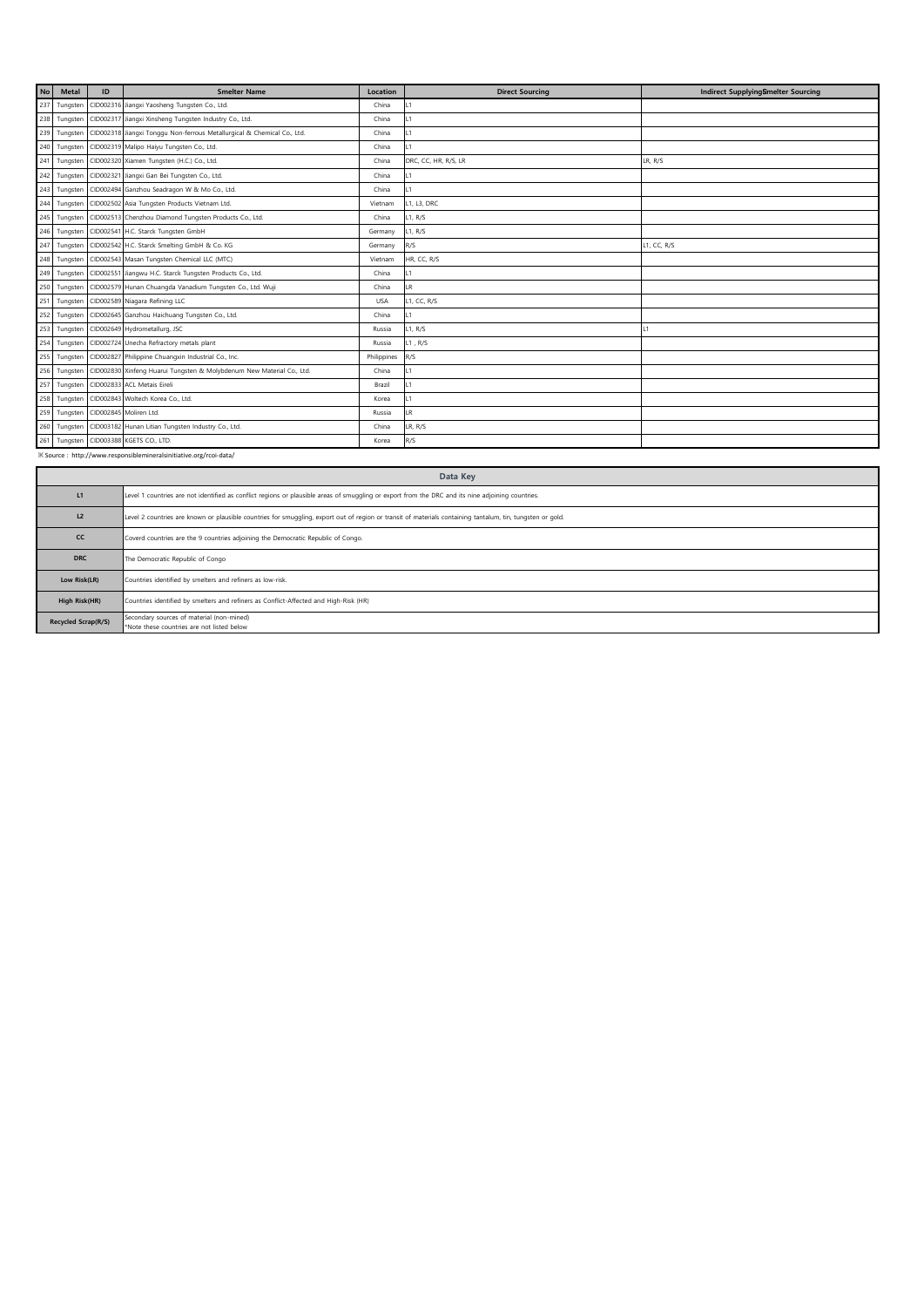| No | Metal | ID | Smelter Name | Location | Direct Sourcing | Indirect Supplying Smelter Sourcing |
|---|---|---|---|---|---|---|
| 237 | Tungsten | CID002316 | Jiangxi Yaosheng Tungsten Co., Ltd. | China | L1 | |
| 238 | Tungsten | CID002317 | Jiangxi Xinsheng Tungsten Industry Co., Ltd. | China | L1 | |
| 239 | Tungsten | CID002318 | Jiangxi Tonggu Non-ferrous Metallurgical & Chemical Co., Ltd. | China | L1 | |
| 240 | Tungsten | CID002319 | Malipo Haiyu Tungsten Co., Ltd. | China | L1 | |
| 241 | Tungsten | CID002320 | Xiamen Tungsten (H.C.) Co., Ltd. | China | DRC, CC, HR, R/S, LR | LR, R/S |
| 242 | Tungsten | CID002321 | Jiangxi Gan Bei Tungsten Co., Ltd. | China | L1 | |
| 243 | Tungsten | CID002494 | Ganzhou Seadragon W & Mo Co., Ltd. | China | L1 | |
| 244 | Tungsten | CID002502 | Asia Tungsten Products Vietnam Ltd. | Vietnam | L1, L3, DRC | |
| 245 | Tungsten | CID002513 | Chenzhou Diamond Tungsten Products Co., Ltd. | China | L1, R/S | |
| 246 | Tungsten | CID002541 | H.C. Starck Tungsten GmbH | Germany | L1, R/S | |
| 247 | Tungsten | CID002542 | H.C. Starck Smelting GmbH & Co. KG | Germany | R/S | L1, CC, R/S |
| 248 | Tungsten | CID002543 | Masan Tungsten Chemical LLC (MTC) | Vietnam | HR, CC, R/S | |
| 249 | Tungsten | CID002551 | Jiangwu H.C. Starck Tungsten Products Co., Ltd. | China | L1 | |
| 250 | Tungsten | CID002579 | Hunan Chuangda Vanadium Tungsten Co., Ltd. Wuji | China | LR | |
| 251 | Tungsten | CID002589 | Niagara Refining LLC | USA | L1, CC, R/S | |
| 252 | Tungsten | CID002645 | Ganzhou Haichuang Tungsten Co., Ltd. | China | L1 | |
| 253 | Tungsten | CID002649 | Hydrometallurg, JSC | Russia | L1, R/S | L1 |
| 254 | Tungsten | CID002724 | Unecha Refractory metals plant | Russia | L1 , R/S | |
| 255 | Tungsten | CID002827 | Philippine Chuangxin Industrial Co., Inc. | Philippines | R/S | |
| 256 | Tungsten | CID002830 | Xinfeng Huarui Tungsten & Molybdenum New Material Co., Ltd. | China | L1 | |
| 257 | Tungsten | CID002833 | ACL Metais Eireli | Brazil | L1 | |
| 258 | Tungsten | CID002843 | Woltech Korea Co., Ltd. | Korea | L1 | |
| 259 | Tungsten | CID002845 | Moliren Ltd. | Russia | LR | |
| 260 | Tungsten | CID003182 | Hunan Litian Tungsten Industry Co., Ltd. | China | LR, R/S | |
| 261 | Tungsten | CID003388 | KGETS CO., LTD. | Korea | R/S | |

※ Source : http://www.responsiblemineralsinitiative.org/rcoi-data/

| Data Key | |
|---|---|
| L1 | Level 1 countries are not identified as conflict regions or plausible areas of smuggling or export from the DRC and its nine adjoining countries. |
| L2 | Level 2 countries are known or plausible countries for smuggling, export out of region or transit of materials containing tantalum, tin, tungsten or gold. |
| CC | Coverd countries are the 9 countries adjoining the Democratic Republic of Congo. |
| DRC | The Democratic Republic of Congo |
| Low Risk(LR) | Countries identified by smelters and refiners as low-risk. |
| High Risk(HR) | Countries identified by smelters and refiners as Conflict-Affected and High-Risk (HR) |
| Recycled Scrap(R/S) | Secondary sources of material (non-mined)<br>*Note these countries are not listed below |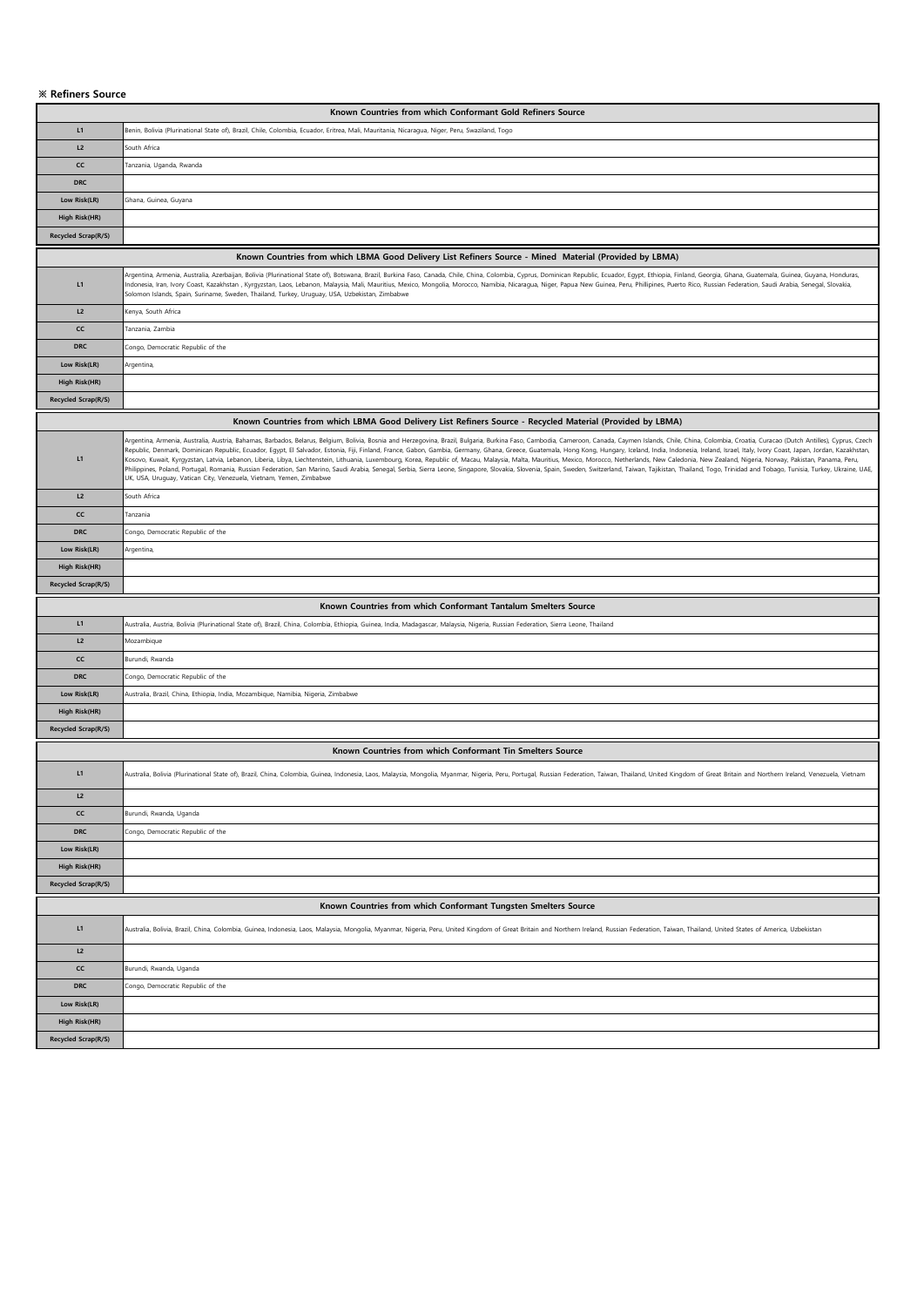**※ Refiners Source**

| Known Countries from which Conformant Gold Refiners Source | |
|---|---|
| L1 | Benin, Bolivia (Plurinational State of), Brazil, Chile, Colombia, Ecuador, Eritrea, Mali, Mauritania, Nicaragua, Niger, Peru, Swaziland, Togo |
| L2 | South Africa |
| CC | Tanzania, Uganda, Rwanda |
| DRC | |
| Low Risk(LR) | Ghana, Guinea, Guyana |
| High Risk(HR) | |
| Recycled Scrap(R/S) | |

| Known Countries from which LBMA Good Delivery List Refiners Source - Mined Material (Provided by LBMA) | |
|---|---|
| L1 | Argentina, Armenia, Australia, Azerbaijan, Bolivia (Plurinational State of), Botswana, Brazil, Burkina Faso, Canada, Chile, China, Colombia, Cyprus, Dominican Republic, Ecuador, Egypt, Ethiopia, Finland, Georgia, Ghana, Guatemala, Guinea, Guyana, Honduras, Indonesia, Iran, Ivory Coast, Kazakhstan , Kyrgyzstan, Laos, Lebanon, Malaysia, Mali, Mauritius, Mexico, Mongolia, Morocco, Namibia, Nicaragua, Niger, Papua New Guinea, Peru, Phillipines, Puerto Rico, Russian Federation, Saudi Arabia, Senegal, Slovakia, Solomon Islands, Spain, Suriname, Sweden, Thailand, Turkey, Uruguay, USA, Uzbekistan, Zimbabwe |
| L2 | Kenya, South Africa |
| CC | Tanzania, Zambia |
| DRC | Congo, Democratic Republic of the |
| Low Risk(LR) | Argentina, |
| High Risk(HR) | |
| Recycled Scrap(R/S) | |

| Known Countries from which LBMA Good Delivery List Refiners Source - Recycled Material (Provided by LBMA) | |
|---|---|
| L1 | Argentina, Armenia, Australia, Austria, Bahamas, Barbados, Belarus, Belgium, Bolivia, Bosnia and Herzegovina, Brazil, Bulgaria, Burkina Faso, Cambodia, Cameroon, Canada, Caymen Islands, Chile, China, Colombia, Croatia, Curacao (Dutch Antilles), Cyprus, Czech Republic, Denmark, Dominican Republic, Ecuador, Egypt, El Salvador, Estonia, Fiji, Finland, France, Gabon, Gambia, Germany, Ghana, Greece, Guatemala, Hong Kong, Hungary, Iceland, India, Indonesia, Ireland, Israel, Italy, Ivory Coast, Japan, Jordan, Kazakhstan, Kosovo, Kuwait, Kyrgyzstan, Latvia, Lebanon, Liberia, Libya, Liechtenstein, Lithuania, Luxembourg, Korea, Republic of, Macau, Malaysia, Malta, Mauritius, Mexico, Morocco, Netherlands, New Caledonia, New Zealand, Nigeria, Norway, Pakistan, Panama, Peru, Philippines, Poland, Portugal, Romania, Russian Federation, San Marino, Saudi Arabia, Senegal, Serbia, Sierra Leone, Singapore, Slovakia, Slovenia, Spain, Sweden, Switzerland, Taiwan, Tajikistan, Thailand, Togo, Trinidad and Tobago, Tunisia, Turkey, Ukraine, UAE, UK, USA, Uruguay, Vatican City, Venezuela, Vietnam, Yemen, Zimbabwe |
| L2 | South Africa |
| CC | Tanzania |
| DRC | Congo, Democratic Republic of the |
| Low Risk(LR) | Argentina, |
| High Risk(HR) | |
| Recycled Scrap(R/S) | |

| Known Countries from which Conformant Tantalum Smelters Source | |
|---|---|
| L1 | Australia, Austria, Bolivia (Plurinational State of), Brazil, China, Colombia, Ethiopia, Guinea, India, Madagascar, Malaysia, Nigeria, Russian Federation, Sierra Leone, Thailand |
| L2 | Mozambique |
| CC | Burundi, Rwanda |
| DRC | Congo, Democratic Republic of the |
| Low Risk(LR) | Australia, Brazil, China, Ethiopia, India, Mozambique, Namibia, Nigeria, Zimbabwe |
| High Risk(HR) | |
| Recycled Scrap(R/S) | |

| Known Countries from which Conformant Tin Smelters Source | |
|---|---|
| L1 | Australia, Bolivia (Plurinational State of), Brazil, China, Colombia, Guinea, Indonesia, Laos, Malaysia, Mongolia, Myanmar, Nigeria, Peru, Portugal, Russian Federation, Taiwan, Thailand, United Kingdom of Great Britain and Northern Ireland, Venezuela, Vietnam |
| L2 | |
| CC | Burundi, Rwanda, Uganda |
| DRC | Congo, Democratic Republic of the |
| Low Risk(LR) | |
| High Risk(HR) | |
| Recycled Scrap(R/S) | |

| Known Countries from which Conformant Tungsten Smelters Source | |
|---|---|
| L1 | Australia, Bolivia, Brazil, China, Colombia, Guinea, Indonesia, Laos, Malaysia, Mongolia, Myanmar, Nigeria, Peru, United Kingdom of Great Britain and Northern Ireland, Russian Federation, Taiwan, Thailand, United States of America, Uzbekistan |
| L2 | |
| CC | Burundi, Rwanda, Uganda |
| DRC | Congo, Democratic Republic of the |
| Low Risk(LR) | |
| High Risk(HR) | |
| Recycled Scrap(R/S) | |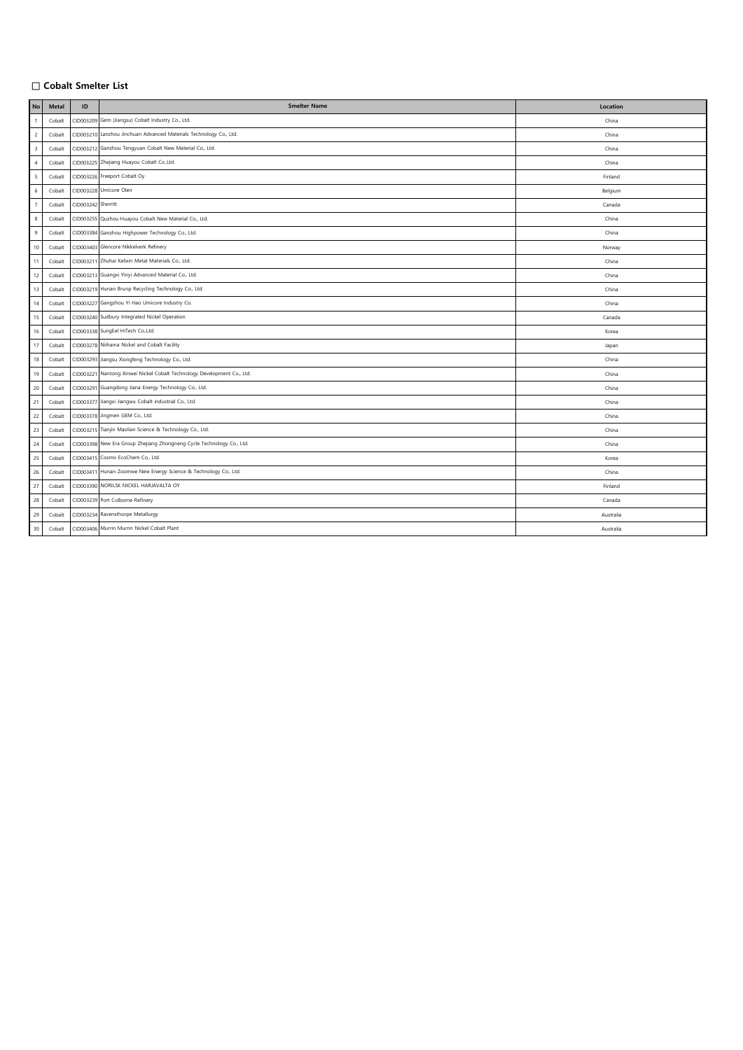## □ Cobalt Smelter List

| No | Metal | ID | Smelter Name | Location |
| --- | --- | --- | --- | --- |
| 1 | Cobalt | CID003209 | Gem (Jiangsu) Cobalt Industry Co., Ltd. | China |
| 2 | Cobalt | CID003210 | Lanzhou Jinchuan Advanced Materials Technology Co., Ltd. | China |
| 3 | Cobalt | CID003212 | Ganzhou Tengyuan Cobalt New Material Co., Ltd. | China |
| 4 | Cobalt | CID003225 | Zhejiang Huayou Cobalt Co.,Ltd. | China |
| 5 | Cobalt | CID003226 | Freeport Cobalt Oy | Finland |
| 6 | Cobalt | CID003228 | Umicore Olen | Belgium |
| 7 | Cobalt | CID003242 | Sherritt | Canada |
| 8 | Cobalt | CID003255 | Quzhou Huayou Cobalt New Material Co., Ltd. | China |
| 9 | Cobalt | CID003384 | Ganzhou Highpower Technology Co., Ltd. | China |
| 10 | Cobalt | CID003403 | Glencore Nikkelverk Refinery | Norway |
| 11 | Cobalt | CID003211 | Zhuhai Kelixin Metal Materials Co., Ltd. | China |
| 12 | Cobalt | CID003213 | Guangxi Yinyi Advanced Material Co., Ltd. | China |
| 13 | Cobalt | CID003219 | Hunan Brunp Recycling Technology Co., Ltd. | China |
| 14 | Cobalt | CID003227 | Gangzhou Yi Hao Umicore Industry Co. | China |
| 15 | Cobalt | CID003240 | Sudbury Integrated Nickel Operation | Canada |
| 16 | Cobalt | CID003338 | SungEel HiTech Co,Ltd. | Korea |
| 17 | Cobalt | CID003278 | Niihama Nickel and Cobalt Facility | Japan |
| 18 | Cobalt | CID003293 | Jiangsu Xiongfeng Technology Co., Ltd. | China |
| 19 | Cobalt | CID003221 | Nantong Xinwei Nickel Cobalt Technology Development Co., Ltd. | China |
| 20 | Cobalt | CID003291 | Guangdong Jiana Energy Technology Co., Ltd. | China |
| 21 | Cobalt | CID003377 | Jiangxi Jiangwu Cobalt industrial Co., Ltd. | China |
| 22 | Cobalt | CID003378 | Jingmen GEM Co., Ltd. | China |
| 23 | Cobalt | CID003215 | Tianjin Maolian Science & Technology Co., Ltd. | China |
| 24 | Cobalt | CID003398 | New Era Group Zhejiang Zhongneng Cycle Technology Co., Ltd. | China |
| 25 | Cobalt | CID003415 | Cosmo EcoChem Co., Ltd. | Korea |
| 26 | Cobalt | CID003411 | Hunan Zoomwe New Energy Science & Technology Co., Ltd. | China |
| 27 | Cobalt | CID003390 | NORILSK NICKEL HARJAVALTA OY | Finland |
| 28 | Cobalt | CID003239 | Port Colborne Refinery | Canada |
| 29 | Cobalt | CID003234 | Ravensthorpe Metallurgy | Australia |
| 30 | Cobalt | CID003406 | Murrin Murrin Nickel Cobalt Plant | Australia |